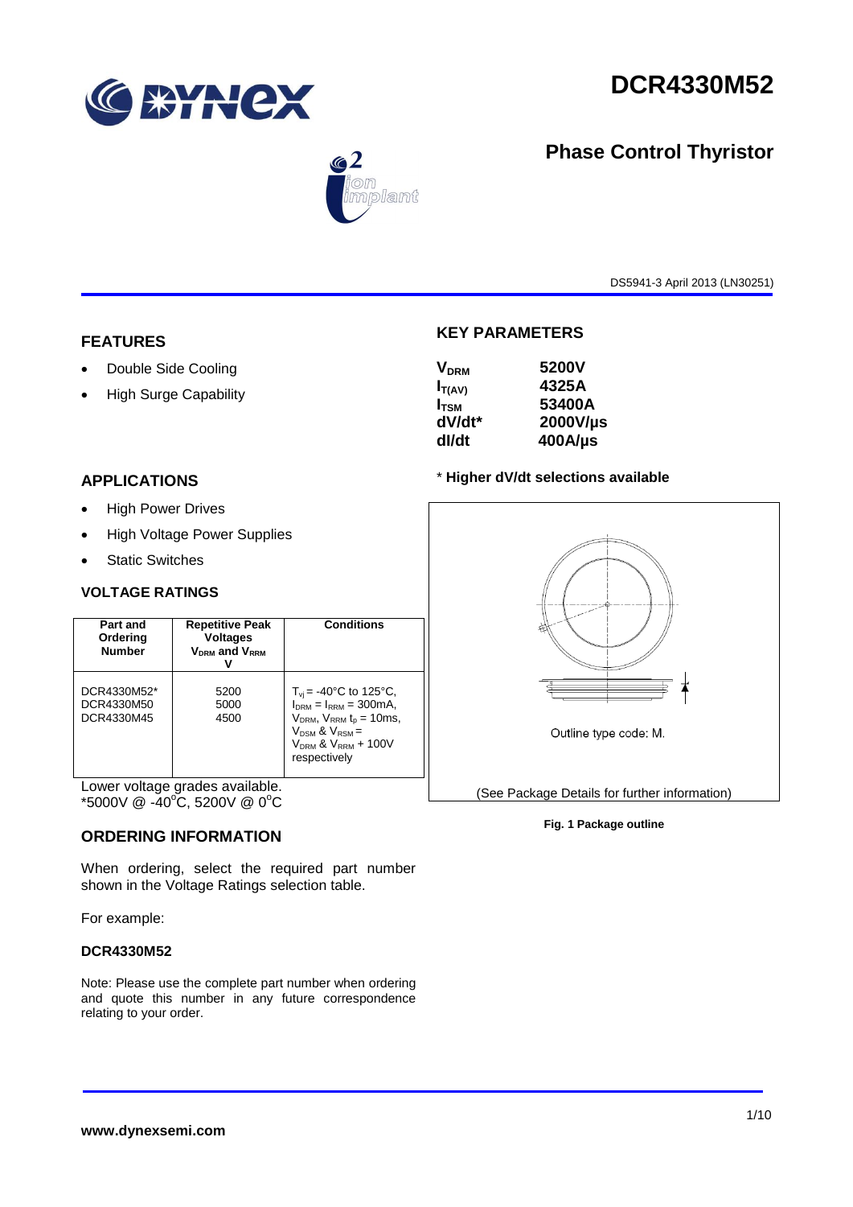# DCR4330M52

## Phase Control Thyristor

DS5941-3 April 2013 (LN30251)

## FEATURES

- Double Side Cooling
- High Surge Capability

## KEY PARAMETERS

| | |
|---|---|
| $V_{DRM}$ | 5200V |
| $I_{T(AV)}$ | 4325A |
| $I_{TSM}$ | 53400A |
| dV/dt* | 2000V/µs |
| dI/dt | 400A/µs |

* **Higher dV/dt selections available**

## APPLICATIONS

- High Power Drives
- High Voltage Power Supplies
- Static Switches

## VOLTAGE RATINGS

| Part and Ordering Number | Repetitive Peak Voltages $V_{DRM}$ and $V_{RRM}$ V | Conditions |
|---|---|---|
| DCR4330M52*<br>DCR4330M50<br>DCR4330M45 | 5200<br>5000<br>4500 | $T_{vj}$ = -40°C to 125°C, $I_{DRM}$ = $I_{RRM}$ = 300mA, $V_{DRM}$, $V_{RRM}$ $t_p$ = 10ms, $V_{DSM}$ & $V_{RSM}$ = $V_{DRM}$ & $V_{RRM}$ + 100V respectively |

Lower voltage grades available.
*5000V @ -40°C, 5200V @ 0°C

Outline type code: M.

(See Package Details for further information)

**Fig. 1 Package outline**

## ORDERING INFORMATION

When ordering, select the required part number shown in the Voltage Ratings selection table.

For example:

**DCR4330M52**

Note: Please use the complete part number when ordering and quote this number in any future correspondence relating to your order.

**www.dynexsemi.com**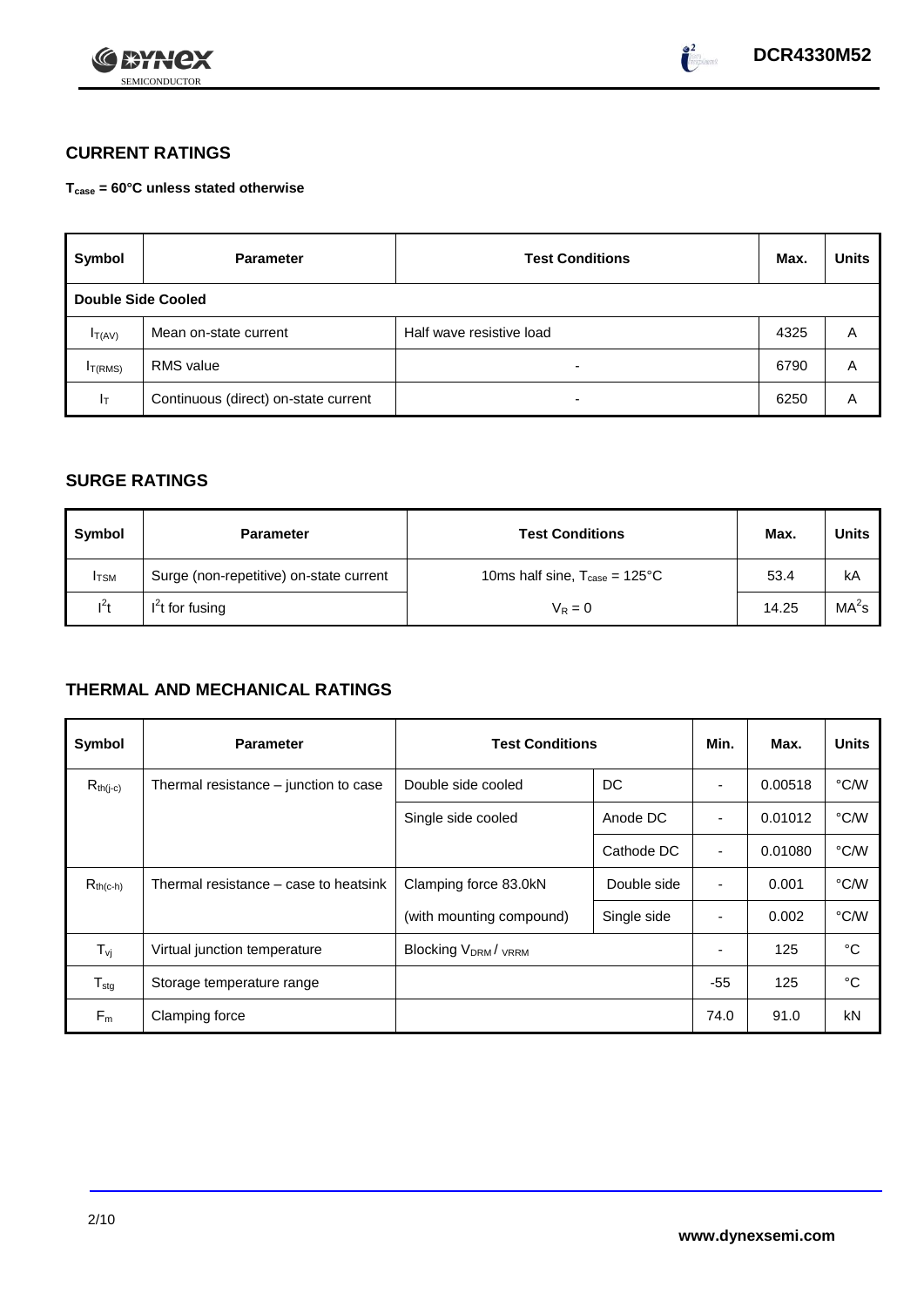## CURRENT RATINGS

**$T_{case}$ = 60°C unless stated otherwise**

| Symbol | Parameter | Test Conditions | Max. | Units |
|---|---|---|---|---|
| **Double Side Cooled** | | | | |
| $I_{T(AV)}$ | Mean on-state current | Half wave resistive load | 4325 | A |
| $I_{T(RMS)}$ | RMS value | - | 6790 | A |
| $I_T$ | Continuous (direct) on-state current | - | 6250 | A |

## SURGE RATINGS

| Symbol | Parameter | Test Conditions | Max. | Units |
|---|---|---|---|---|
| $I_{TSM}$ | Surge (non-repetitive) on-state current | 10ms half sine, $T_{case}$ = 125°C | 53.4 | kA |
| $I^2t$ | $I^2t$ for fusing | $V_R = 0$ | 14.25 | $MA^2s$ |

## THERMAL AND MECHANICAL RATINGS

| Symbol | Parameter | Test Conditions | | Min. | Max. | Units |
|---|---|---|---|---|---|---|
| $R_{th(j-c)}$ | Thermal resistance – junction to case | Double side cooled | DC | - | 0.00518 | °C/W |
| | | Single side cooled | Anode DC | - | 0.01012 | °C/W |
| | | | Cathode DC | - | 0.01080 | °C/W |
| $R_{th(c-h)}$ | Thermal resistance – case to heatsink | Clamping force 83.0kN | Double side | - | 0.001 | °C/W |
| | | (with mounting compound) | Single side | - | 0.002 | °C/W |
| $T_{vj}$ | Virtual junction temperature | Blocking $V_{DRM}$ / $V_{RRM}$ | | - | 125 | °C |
| $T_{stg}$ | Storage temperature range | | | -55 | 125 | °C |
| $F_m$ | Clamping force | | | 74.0 | 91.0 | kN |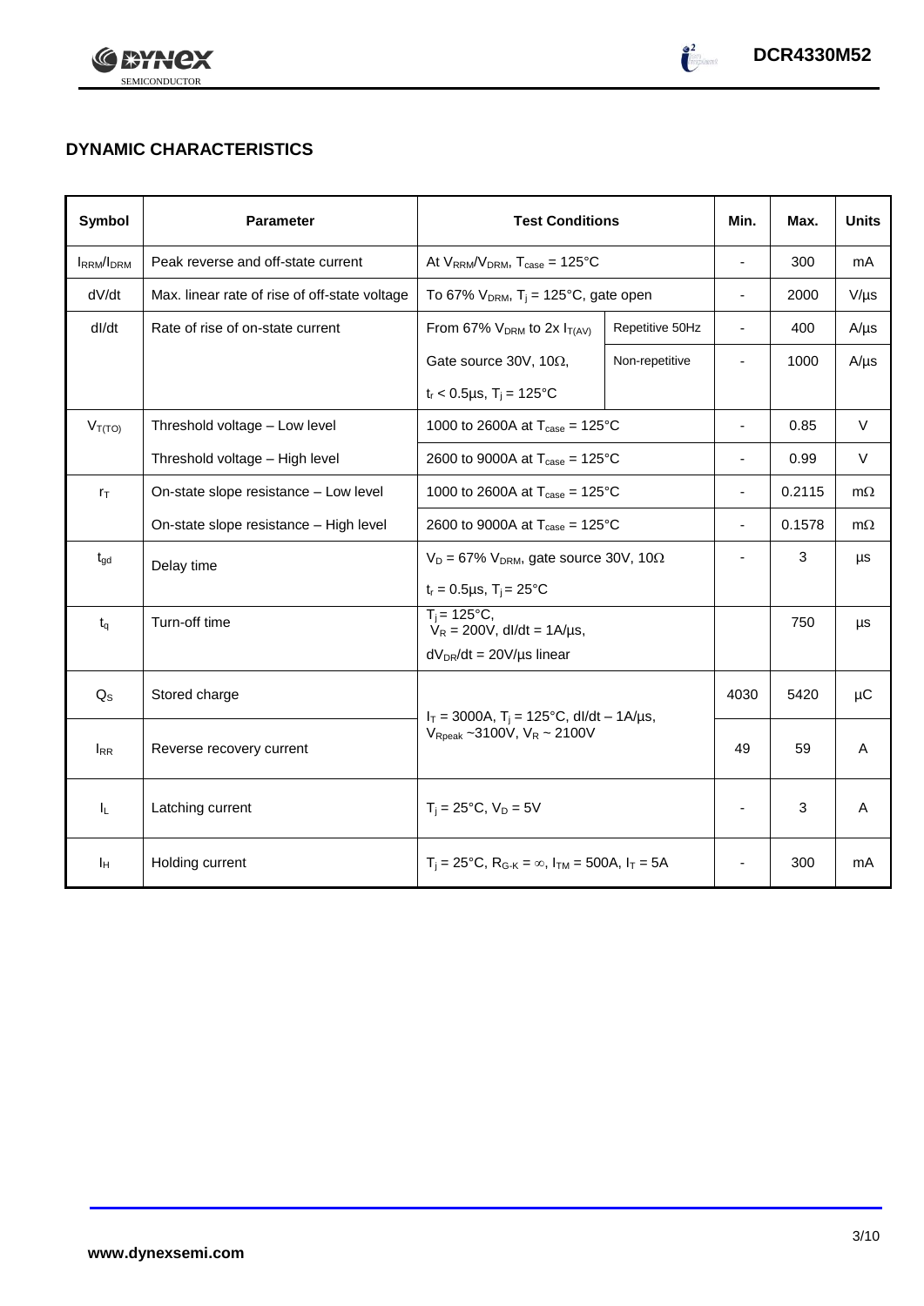## DYNAMIC CHARACTERISTICS

| Symbol | Parameter | Test Conditions | | Min. | Max. | Units |
|---|---|---|---|---|---|---|
| $I_{RRM}/I_{DRM}$ | Peak reverse and off-state current | At $V_{RRM}/V_{DRM}$, $T_{case}$ = 125°C | | - | 300 | mA |
| dV/dt | Max. linear rate of rise of off-state voltage | To 67% $V_{DRM}$, $T_j$ = 125°C, gate open | | - | 2000 | V/µs |
| dI/dt | Rate of rise of on-state current | From 67% $V_{DRM}$ to 2x $I_{T(AV)}$ | Repetitive 50Hz | - | 400 | A/µs |
| | | Gate source 30V, 10Ω, | Non-repetitive | - | 1000 | A/µs |
| | | $t_r$ < 0.5µs, $T_j$ = 125°C | | | | |
| $V_{T(TO)}$ | Threshold voltage – Low level | 1000 to 2600A at $T_{case}$ = 125°C | | - | 0.85 | V |
| | Threshold voltage – High level | 2600 to 9000A at $T_{case}$ = 125°C | | - | 0.99 | V |
| $r_T$ | On-state slope resistance – Low level | 1000 to 2600A at $T_{case}$ = 125°C | | - | 0.2115 | mΩ |
| | On-state slope resistance – High level | 2600 to 9000A at $T_{case}$ = 125°C | | - | 0.1578 | mΩ |
| $t_{gd}$ | Delay time | $V_D$ = 67% $V_{DRM}$, gate source 30V, 10Ω<br>$t_r$ = 0.5µs, $T_j$ = 25°C | | - | 3 | µs |
| $t_q$ | Turn-off time | $T_j$ = 125°C, $V_R$ = 200V, dI/dt = 1A/µs,<br>$dV_{DR}$/dt = 20V/µs linear | | | 750 | µs |
| $Q_S$ | Stored charge | $I_T$ = 3000A, $T_j$ = 125°C, dI/dt – 1A/µs, $V_{Rpeak}$ ~3100V, $V_R$ ~ 2100V | | 4030 | 5420 | µC |
| $I_{RR}$ | Reverse recovery current | | | 49 | 59 | A |
| $I_L$ | Latching current | $T_j$ = 25°C, $V_D$ = 5V | | - | 3 | A |
| $I_H$ | Holding current | $T_j$ = 25°C, $R_{G-K}$ = ∞, $I_{TM}$ = 500A, $I_T$ = 5A | | - | 300 | mA |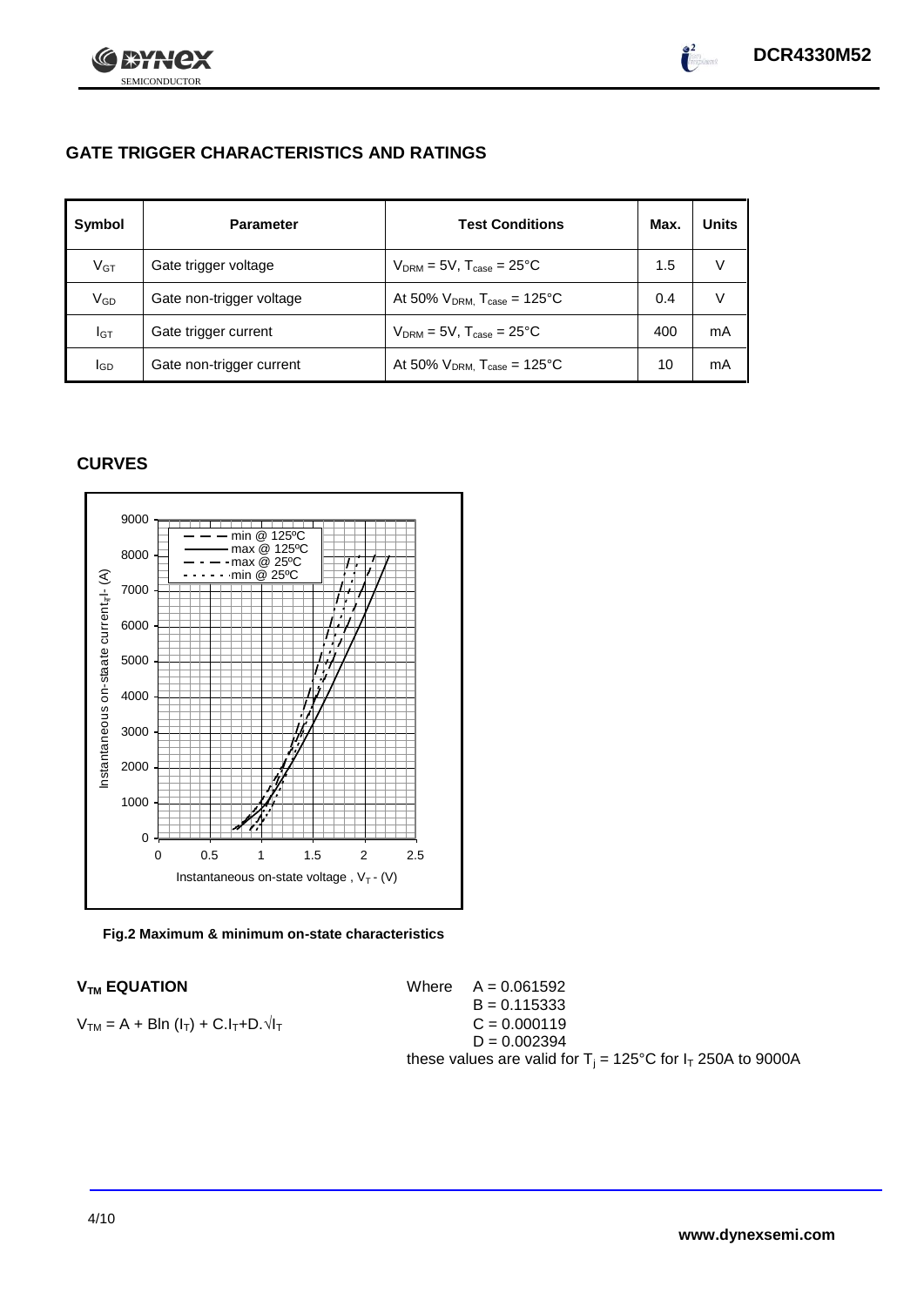## GATE TRIGGER CHARACTERISTICS AND RATINGS

| Symbol | Parameter | Test Conditions | Max. | Units |
|---|---|---|---|---|
| $V_{GT}$ | Gate trigger voltage | $V_{DRM}$ = 5V, $T_{case}$ = 25°C | 1.5 | V |
| $V_{GD}$ | Gate non-trigger voltage | At 50% $V_{DRM}$, $T_{case}$ = 125°C | 0.4 | V |
| $I_{GT}$ | Gate trigger current | $V_{DRM}$ = 5V, $T_{case}$ = 25°C | 400 | mA |
| $I_{GD}$ | Gate non-trigger current | At 50% $V_{DRM}$, $T_{case}$ = 125°C | 10 | mA |

## CURVES

Fig.2 Maximum & minimum on-state characteristics

### $V_{TM}$ EQUATION

$V_{TM} = A + B\ln(I_T) + C.I_T + D.\sqrt{I_T}$

Where A = 0.061592
B = 0.115333
C = 0.000119
D = 0.002394

these values are valid for $T_j$ = 125°C for $I_T$ 250A to 9000A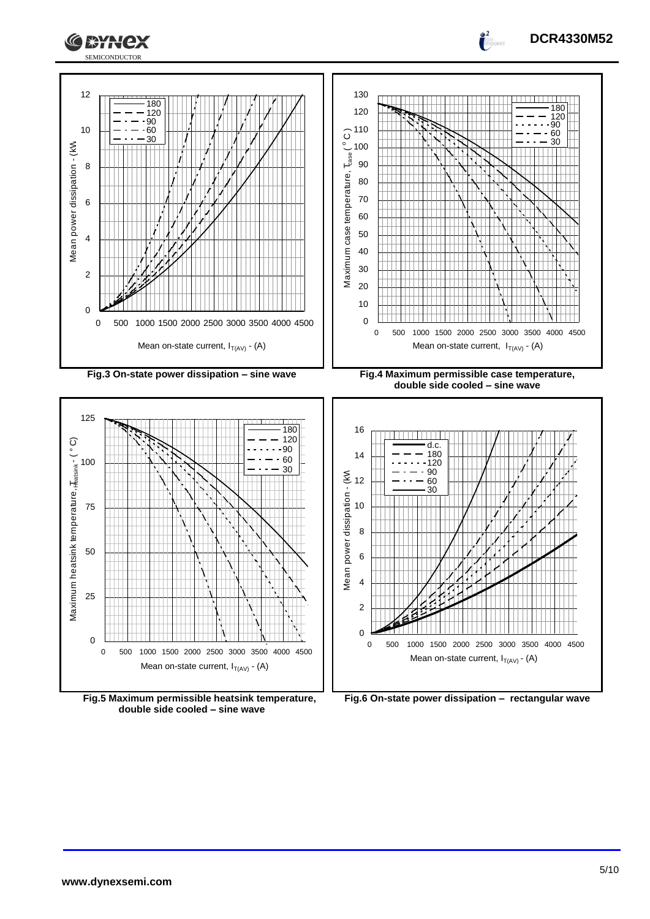Fig.3 On-state power dissipation – sine wave

Fig.4 Maximum permissible case temperature, double side cooled – sine wave

Fig.5 Maximum permissible heatsink temperature, double side cooled – sine wave

Fig.6 On-state power dissipation – rectangular wave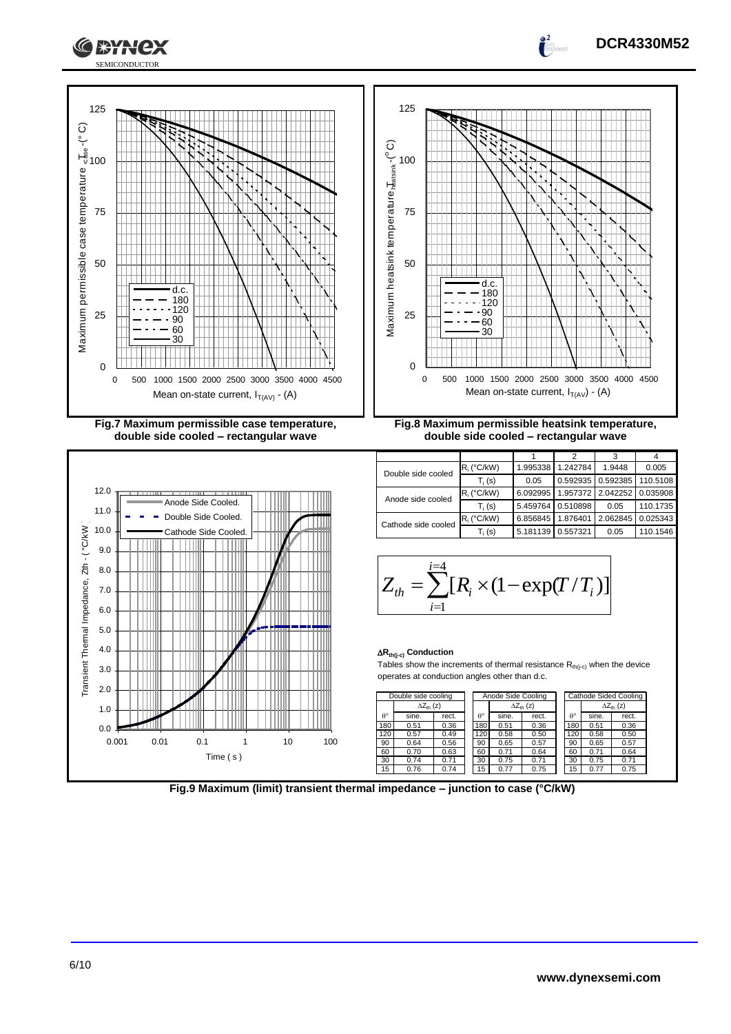Fig.7 Maximum permissible case temperature, double side cooled – rectangular wave

Fig.8 Maximum permissible heatsink temperature, double side cooled – rectangular wave

| | | 1 | 2 | 3 | 4 |
|---|---|---|---|---|---|
| Double side cooled | $R_i$ (°C/kW) | 1.995338 | 1.242784 | 1.9448 | 0.005 |
| | $T_i$ (s) | 0.05 | 0.592935 | 0.592385 | 110.5108 |
| Anode side cooled | $R_i$ (°C/kW) | 6.092995 | 1.957372 | 2.042252 | 0.035908 |
| | $T_i$ (s) | 5.459764 | 0.510898 | 0.05 | 110.1735 |
| Cathode side cooled | $R_i$ (°C/kW) | 6.856845 | 1.876401 | 2.062845 | 0.025343 |
| | $T_i$ (s) | 5.181139 | 0.557321 | 0.05 | 110.1546 |

$$Z_{th} = \sum_{i=1}^{i=4} [R_i \times (1 - \exp(T/T_i)]$$

**$\Delta R_{th(j-c)}$ Conduction**

Tables show the increments of thermal resistance $R_{th(j-c)}$ when the device operates at conduction angles other than d.c.

| Double side cooling | | |
|---|---|---|
| | $\Delta Z_{th}$ (z) | |
| θ° | sine. | rect. |
| 180 | 0.51 | 0.36 |
| 120 | 0.57 | 0.49 |
| 90 | 0.64 | 0.56 |
| 60 | 0.70 | 0.63 |
| 30 | 0.74 | 0.71 |
| 15 | 0.76 | 0.74 |

| Anode Side Cooling | | |
|---|---|---|
| | $\Delta Z_{th}$ (z) | |
| θ° | sine. | rect. |
| 180 | 0.51 | 0.36 |
| 120 | 0.58 | 0.50 |
| 90 | 0.65 | 0.57 |
| 60 | 0.71 | 0.64 |
| 30 | 0.75 | 0.71 |
| 15 | 0.77 | 0.75 |

| Cathode Sided Cooling | | |
|---|---|---|
| | $\Delta Z_{th}$ (z) | |
| θ° | sine. | rect. |
| 180 | 0.51 | 0.36 |
| 120 | 0.58 | 0.50 |
| 90 | 0.65 | 0.57 |
| 60 | 0.71 | 0.64 |
| 30 | 0.75 | 0.71 |
| 15 | 0.77 | 0.75 |

Fig.9 Maximum (limit) transient thermal impedance – junction to case (°C/kW)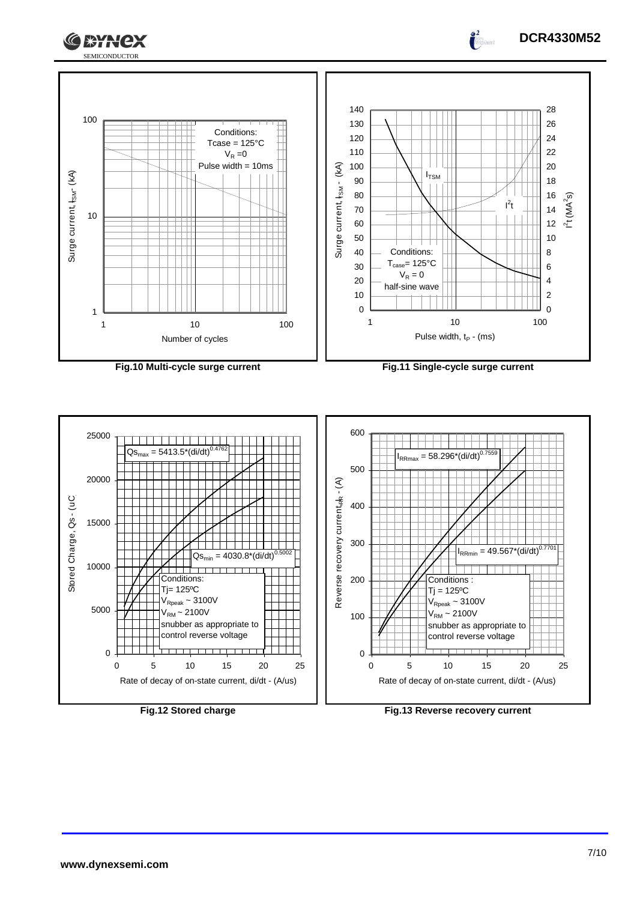**Fig.10 Multi-cycle surge current**

Conditions:
Tcase = 125°C
$V_R$ = 0
Pulse width = 10ms

**Fig.11 Single-cycle surge current**

Conditions:
$T_{case}$ = 125°C
$V_R$ = 0
half-sine wave

**Fig.12 Stored charge**

$Qs_{max} = 5413.5*(di/dt)^{0.4762}$

$Qs_{min} = 4030.8*(di/dt)^{0.5002}$

Conditions:
Tj = 125ºC
$V_{Rpeak}$ ~ 3100V
$V_{RM}$ ~ 2100V
snubber as appropriate to control reverse voltage

**Fig.13 Reverse recovery current**

$I_{RRmax} = 58.296*(di/dt)^{0.7559}$

$I_{RRmin} = 49.567*(di/dt)^{0.7701}$

Conditions :
Tj = 125ºC
$V_{Rpeak}$ ~ 3100V
$V_{RM}$ ~ 2100V
snubber as appropriate to control reverse voltage

www.dynexsemi.com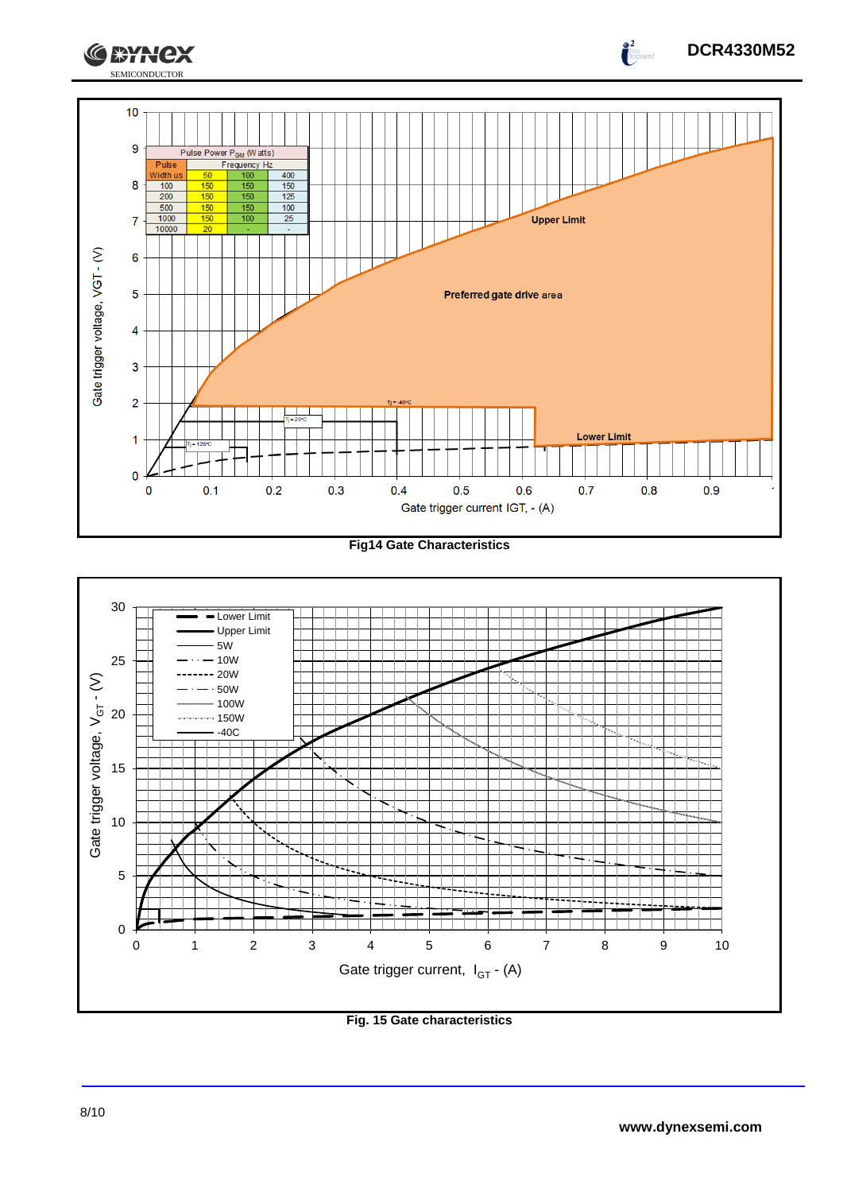| Pulse Power $P_{GM}$ (Watts) | | | |
|---|---|---|---|
| Pulse Width us | Frequency Hz | | |
| | 50 | 100 | 400 |
| 100 | 150 | 150 | 150 |
| 200 | 150 | 150 | 125 |
| 500 | 150 | 150 | 100 |
| 1000 | 150 | 100 | 25 |
| 10000 | 20 | - | - |

Gate trigger voltage, VGT - (V)

Gate trigger current IGT, - (A)

Upper Limit

Preferred gate drive area

Lower Limit

Tj = -40°C

Tj = 25°C

Tj = 125°C

**Fig14 Gate Characteristics**

Lower Limit
Upper Limit
5W
10W
20W
50W
100W
150W
-40C

Gate trigger voltage, $V_{GT}$ - (V)

Gate trigger current, $I_{GT}$ - (A)

**Fig. 15 Gate characteristics**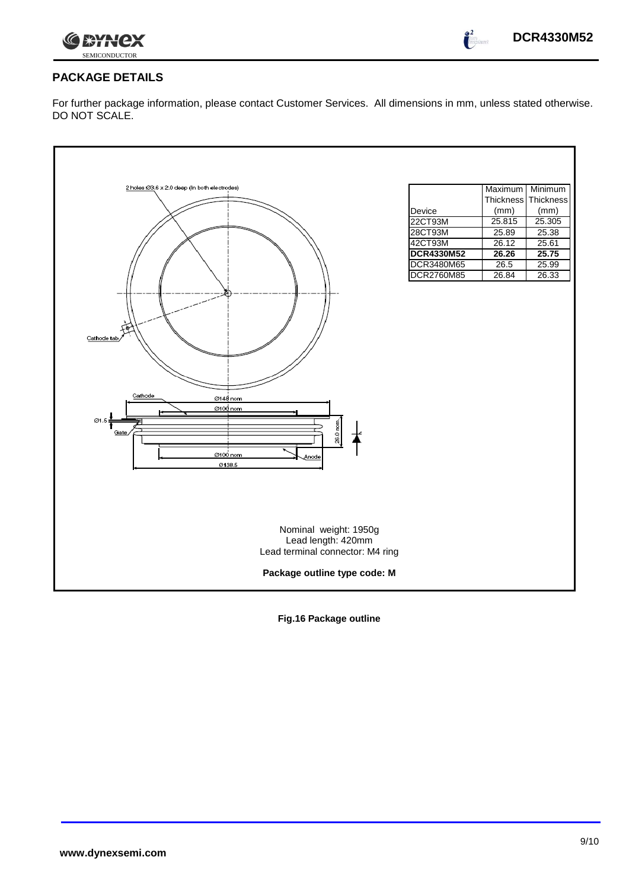## PACKAGE DETAILS

For further package information, please contact Customer Services. All dimensions in mm, unless stated otherwise. DO NOT SCALE.

2 holes Ø3.6 x 2.0 deep (In both electrodes)

Cathode tab

Cathode

Ø148 nom

Ø100 nom

Ø1.5

Gate

26.0 nom.

Ø100 nom

Anode

Ø138.5

| Device | Maximum Thickness (mm) | Minimum Thickness (mm) |
|---|---|---|
| 22CT93M | 25.815 | 25.305 |
| 28CT93M | 25.89 | 25.38 |
| 42CT93M | 26.12 | 25.61 |
| **DCR4330M52** | **26.26** | **25.75** |
| DCR3480M65 | 26.5 | 25.99 |
| DCR2760M85 | 26.84 | 26.33 |

Nominal weight: 1950g
Lead length: 420mm
Lead terminal connector: M4 ring

**Package outline type code: M**

**Fig.16 Package outline**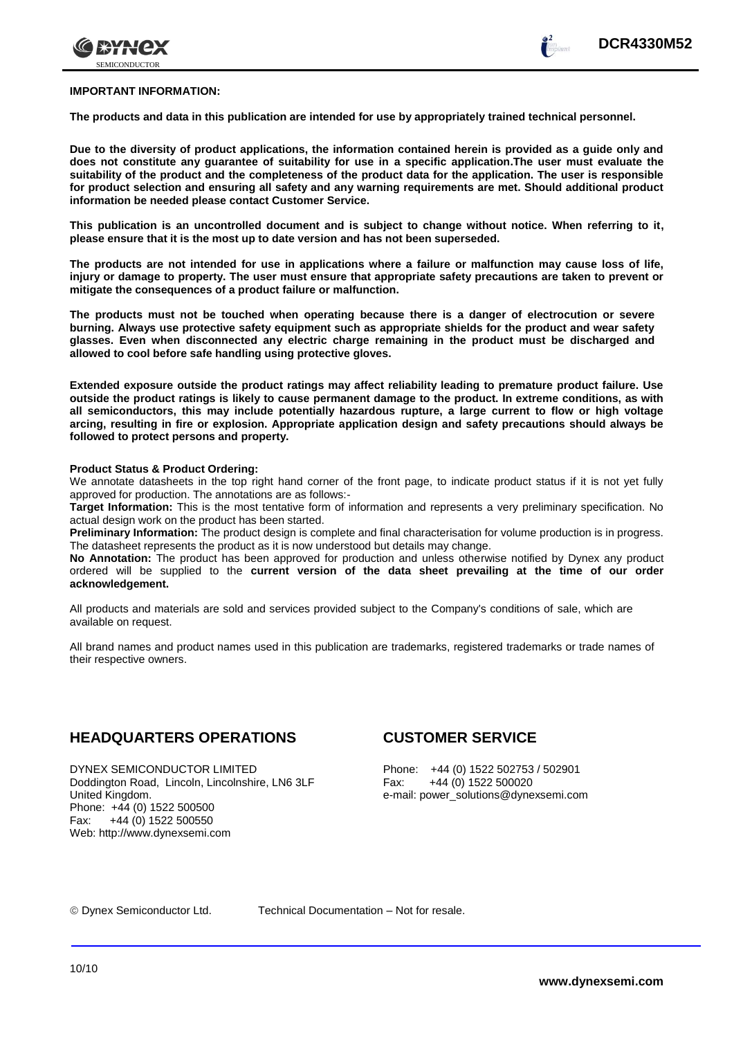**IMPORTANT INFORMATION:**

**The products and data in this publication are intended for use by appropriately trained technical personnel.**

**Due to the diversity of product applications, the information contained herein is provided as a guide only and does not constitute any guarantee of suitability for use in a specific application.The user must evaluate the suitability of the product and the completeness of the product data for the application. The user is responsible for product selection and ensuring all safety and any warning requirements are met. Should additional product information be needed please contact Customer Service.**

**This publication is an uncontrolled document and is subject to change without notice. When referring to it, please ensure that it is the most up to date version and has not been superseded.**

**The products are not intended for use in applications where a failure or malfunction may cause loss of life, injury or damage to property. The user must ensure that appropriate safety precautions are taken to prevent or mitigate the consequences of a product failure or malfunction.**

**The products must not be touched when operating because there is a danger of electrocution or severe burning. Always use protective safety equipment such as appropriate shields for the product and wear safety glasses. Even when disconnected any electric charge remaining in the product must be discharged and allowed to cool before safe handling using protective gloves.**

**Extended exposure outside the product ratings may affect reliability leading to premature product failure. Use outside the product ratings is likely to cause permanent damage to the product. In extreme conditions, as with all semiconductors, this may include potentially hazardous rupture, a large current to flow or high voltage arcing, resulting in fire or explosion. Appropriate application design and safety precautions should always be followed to protect persons and property.**

**Product Status & Product Ordering:**

We annotate datasheets in the top right hand corner of the front page, to indicate product status if it is not yet fully approved for production. The annotations are as follows:-

**Target Information:** This is the most tentative form of information and represents a very preliminary specification. No actual design work on the product has been started.

**Preliminary Information:** The product design is complete and final characterisation for volume production is in progress. The datasheet represents the product as it is now understood but details may change.

**No Annotation:** The product has been approved for production and unless otherwise notified by Dynex any product ordered will be supplied to the **current version of the data sheet prevailing at the time of our order acknowledgement.**

All products and materials are sold and services provided subject to the Company's conditions of sale, which are available on request.

All brand names and product names used in this publication are trademarks, registered trademarks or trade names of their respective owners.

## HEADQUARTERS OPERATIONS

DYNEX SEMICONDUCTOR LIMITED
Doddington Road, Lincoln, Lincolnshire, LN6 3LF
United Kingdom.
Phone: +44 (0) 1522 500500
Fax: +44 (0) 1522 500550
Web: http://www.dynexsemi.com

## CUSTOMER SERVICE

Phone: +44 (0) 1522 502753 / 502901
Fax: +44 (0) 1522 500020
e-mail: power_solutions@dynexsemi.com

© Dynex Semiconductor Ltd. Technical Documentation – Not for resale.